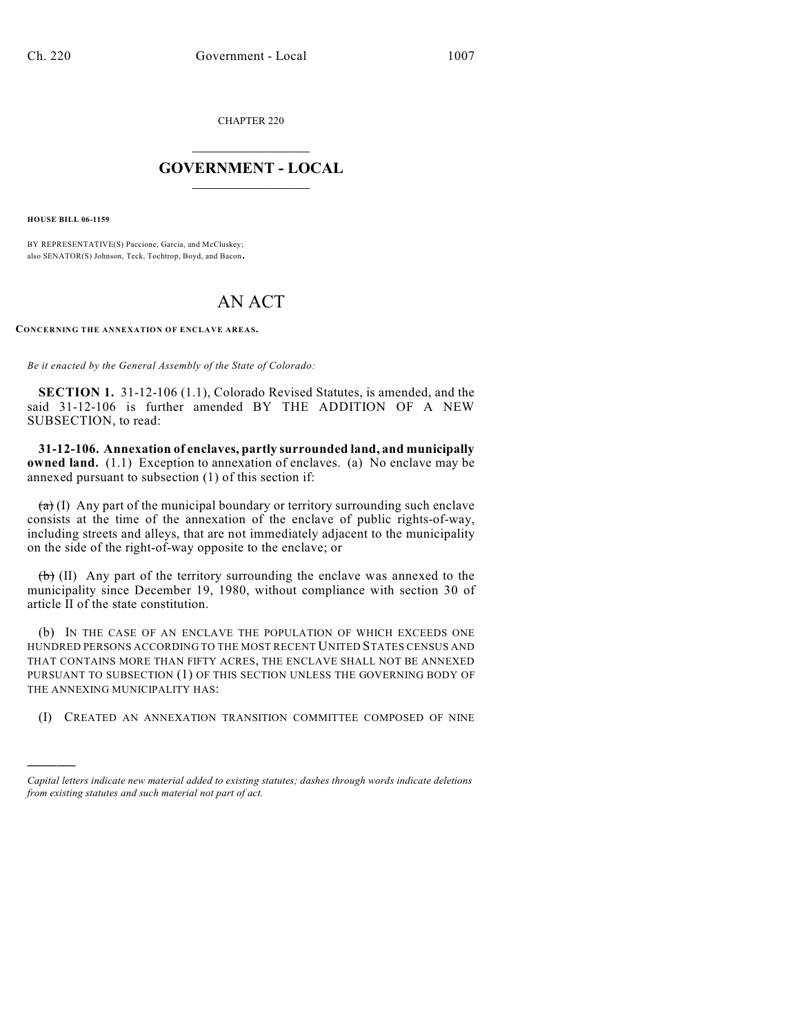CHAPTER 220

# GOVERNMENT - LOCAL

**HOUSE BILL 06-1159**

BY REPRESENTATIVE(S) Paccione, Garcia, and McCluskey;
also SENATOR(S) Johnson, Teck, Tochtrop, Boyd, and Bacon.

# AN ACT

**CONCERNING THE ANNEXATION OF ENCLAVE AREAS.**

*Be it enacted by the General Assembly of the State of Colorado:*

**SECTION 1.** 31-12-106 (1.1), Colorado Revised Statutes, is amended, and the said 31-12-106 is further amended BY THE ADDITION OF A NEW SUBSECTION, to read:

**31-12-106. Annexation of enclaves, partly surrounded land, and municipally owned land.** (1.1) Exception to annexation of enclaves. (a) No enclave may be annexed pursuant to subsection (1) of this section if:

~~(a)~~ (I) Any part of the municipal boundary or territory surrounding such enclave consists at the time of the annexation of the enclave of public rights-of-way, including streets and alleys, that are not immediately adjacent to the municipality on the side of the right-of-way opposite to the enclave; or

~~(b)~~ (II) Any part of the territory surrounding the enclave was annexed to the municipality since December 19, 1980, without compliance with section 30 of article II of the state constitution.

(b) IN THE CASE OF AN ENCLAVE THE POPULATION OF WHICH EXCEEDS ONE HUNDRED PERSONS ACCORDING TO THE MOST RECENT UNITED STATES CENSUS AND THAT CONTAINS MORE THAN FIFTY ACRES, THE ENCLAVE SHALL NOT BE ANNEXED PURSUANT TO SUBSECTION (1) OF THIS SECTION UNLESS THE GOVERNING BODY OF THE ANNEXING MUNICIPALITY HAS:

(I) CREATED AN ANNEXATION TRANSITION COMMITTEE COMPOSED OF NINE

---

*Capital letters indicate new material added to existing statutes; dashes through words indicate deletions from existing statutes and such material not part of act.*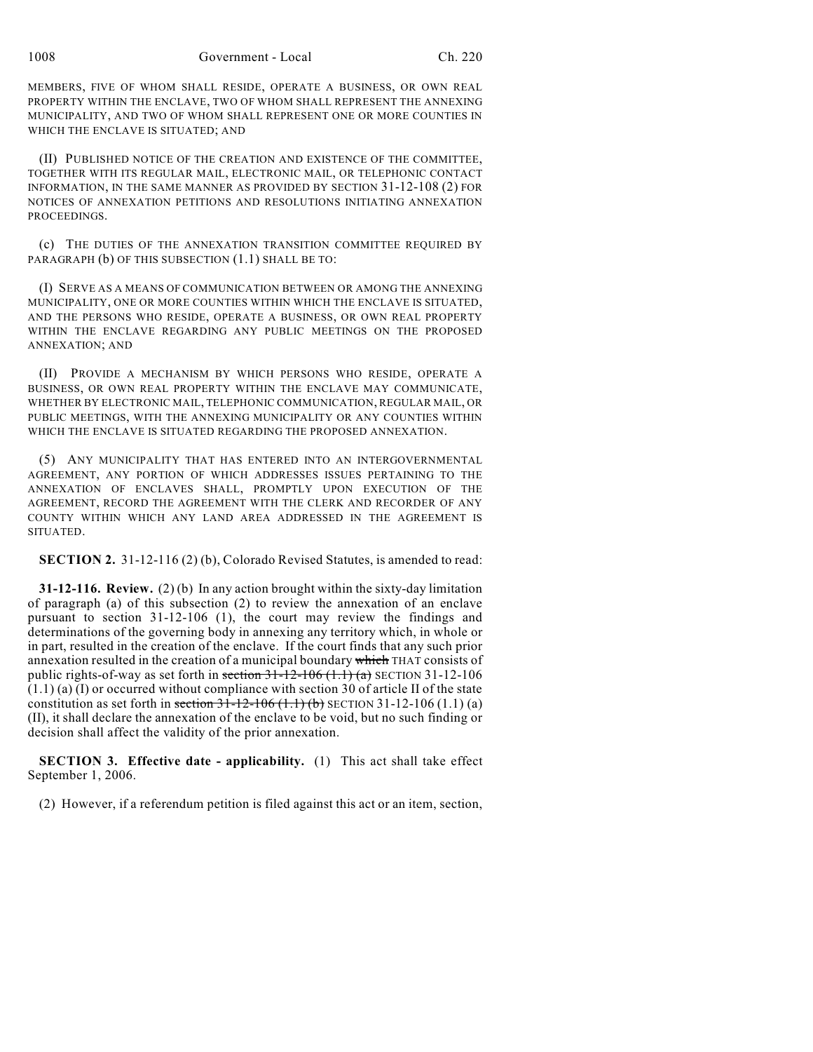MEMBERS, FIVE OF WHOM SHALL RESIDE, OPERATE A BUSINESS, OR OWN REAL PROPERTY WITHIN THE ENCLAVE, TWO OF WHOM SHALL REPRESENT THE ANNEXING MUNICIPALITY, AND TWO OF WHOM SHALL REPRESENT ONE OR MORE COUNTIES IN WHICH THE ENCLAVE IS SITUATED; AND

(II) PUBLISHED NOTICE OF THE CREATION AND EXISTENCE OF THE COMMITTEE, TOGETHER WITH ITS REGULAR MAIL, ELECTRONIC MAIL, OR TELEPHONIC CONTACT INFORMATION, IN THE SAME MANNER AS PROVIDED BY SECTION 31-12-108 (2) FOR NOTICES OF ANNEXATION PETITIONS AND RESOLUTIONS INITIATING ANNEXATION PROCEEDINGS.

(c) THE DUTIES OF THE ANNEXATION TRANSITION COMMITTEE REQUIRED BY PARAGRAPH (b) OF THIS SUBSECTION (1.1) SHALL BE TO:

(I) SERVE AS A MEANS OF COMMUNICATION BETWEEN OR AMONG THE ANNEXING MUNICIPALITY, ONE OR MORE COUNTIES WITHIN WHICH THE ENCLAVE IS SITUATED, AND THE PERSONS WHO RESIDE, OPERATE A BUSINESS, OR OWN REAL PROPERTY WITHIN THE ENCLAVE REGARDING ANY PUBLIC MEETINGS ON THE PROPOSED ANNEXATION; AND

(II) PROVIDE A MECHANISM BY WHICH PERSONS WHO RESIDE, OPERATE A BUSINESS, OR OWN REAL PROPERTY WITHIN THE ENCLAVE MAY COMMUNICATE, WHETHER BY ELECTRONIC MAIL, TELEPHONIC COMMUNICATION, REGULAR MAIL, OR PUBLIC MEETINGS, WITH THE ANNEXING MUNICIPALITY OR ANY COUNTIES WITHIN WHICH THE ENCLAVE IS SITUATED REGARDING THE PROPOSED ANNEXATION.

(5) ANY MUNICIPALITY THAT HAS ENTERED INTO AN INTERGOVERNMENTAL AGREEMENT, ANY PORTION OF WHICH ADDRESSES ISSUES PERTAINING TO THE ANNEXATION OF ENCLAVES SHALL, PROMPTLY UPON EXECUTION OF THE AGREEMENT, RECORD THE AGREEMENT WITH THE CLERK AND RECORDER OF ANY COUNTY WITHIN WHICH ANY LAND AREA ADDRESSED IN THE AGREEMENT IS SITUATED.

**SECTION 2.** 31-12-116 (2) (b), Colorado Revised Statutes, is amended to read:

**31-12-116. Review.** (2) (b) In any action brought within the sixty-day limitation of paragraph (a) of this subsection (2) to review the annexation of an enclave pursuant to section 31-12-106 (1), the court may review the findings and determinations of the governing body in annexing any territory which, in whole or in part, resulted in the creation of the enclave. If the court finds that any such prior annexation resulted in the creation of a municipal boundary ~~which~~ THAT consists of public rights-of-way as set forth in ~~section 31-12-106 (1.1) (a)~~ SECTION 31-12-106 (1.1) (a) (I) or occurred without compliance with section 30 of article II of the state constitution as set forth in ~~section 31-12-106 (1.1) (b)~~ SECTION 31-12-106 (1.1) (a) (II), it shall declare the annexation of the enclave to be void, but no such finding or decision shall affect the validity of the prior annexation.

**SECTION 3. Effective date - applicability.** (1) This act shall take effect September 1, 2006.

(2) However, if a referendum petition is filed against this act or an item, section,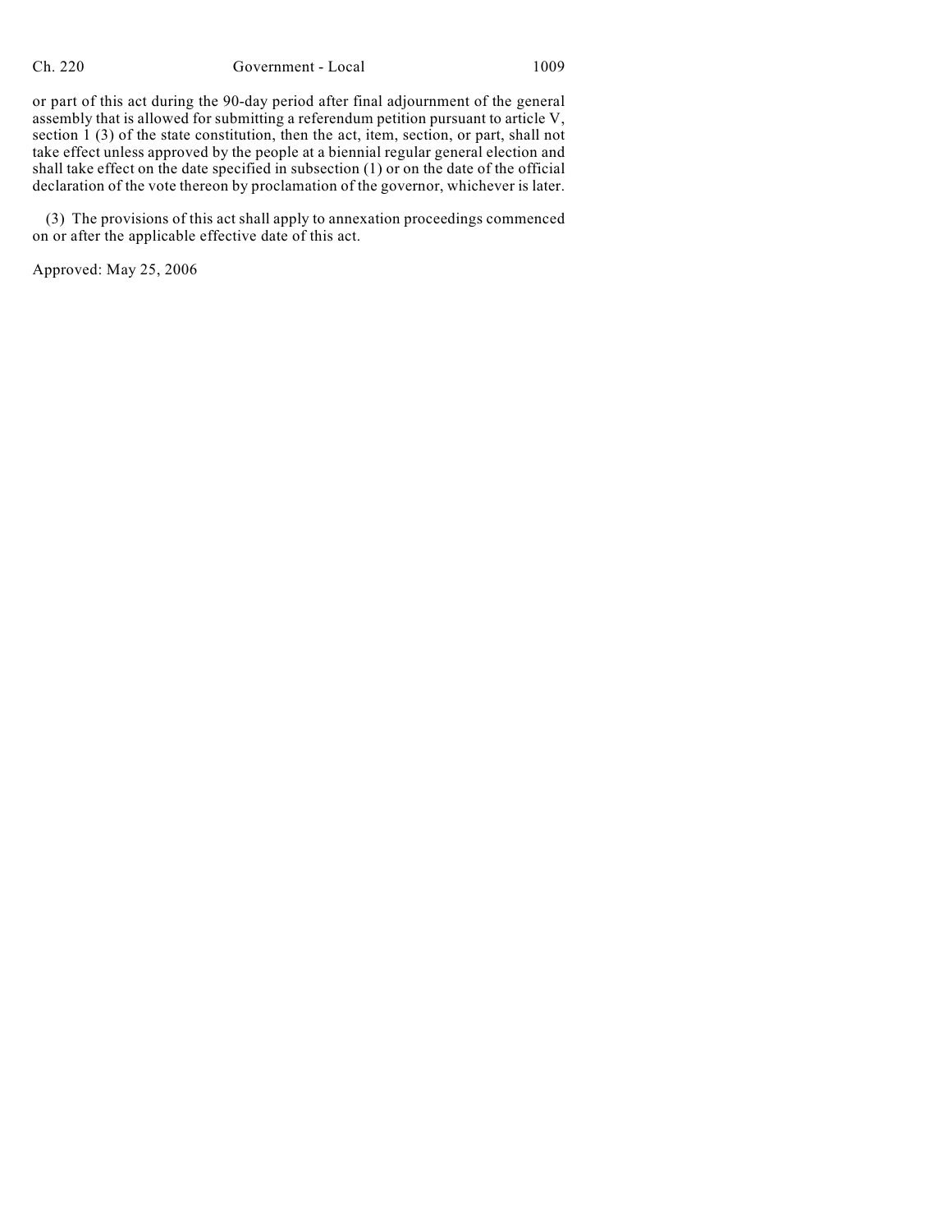or part of this act during the 90-day period after final adjournment of the general assembly that is allowed for submitting a referendum petition pursuant to article V, section 1 (3) of the state constitution, then the act, item, section, or part, shall not take effect unless approved by the people at a biennial regular general election and shall take effect on the date specified in subsection (1) or on the date of the official declaration of the vote thereon by proclamation of the governor, whichever is later.

(3) The provisions of this act shall apply to annexation proceedings commenced on or after the applicable effective date of this act.

Approved: May 25, 2006